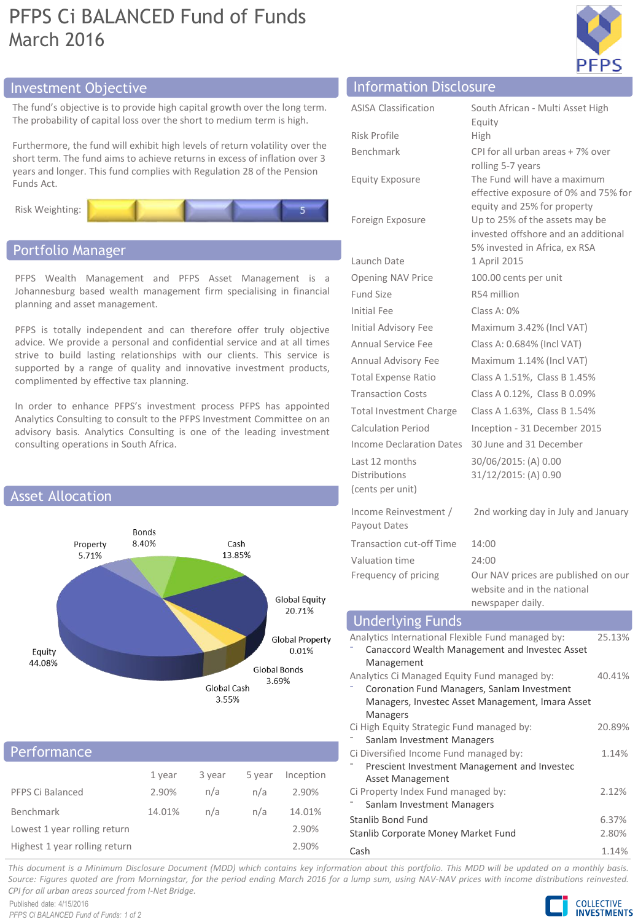# PFPS Ci BALANCED Fund of Funds
March 2016

## Investment Objective

The fund's objective is to provide high capital growth over the long term. The probability of capital loss over the short to medium term is high.

Furthermore, the fund will exhibit high levels of return volatility over the short term. The fund aims to achieve returns in excess of inflation over 3 years and longer. This fund complies with Regulation 28 of the Pension Funds Act.

Risk Weighting: 5

## Portfolio Manager

PFPS Wealth Management and PFPS Asset Management is a Johannesburg based wealth management firm specialising in financial planning and asset management.

PFPS is totally independent and can therefore offer truly objective advice. We provide a personal and confidential service and at all times strive to build lasting relationships with our clients. This service is supported by a range of quality and innovative investment products, complimented by effective tax planning.

In order to enhance PFPS's investment process PFPS has appointed Analytics Consulting to consult to the PFPS Investment Committee on an advisory basis. Analytics Consulting is one of the leading investment consulting operations in South Africa.

## Asset Allocation

| Asset | Allocation |
|---|---|
| Equity | 44.08% |
| Global Equity | 20.71% |
| Cash | 13.85% |
| Bonds | 8.40% |
| Property | 5.71% |
| Global Bonds | 3.69% |
| Global Cash | 3.55% |
| Global Property | 0.01% |

## Performance

| | 1 year | 3 year | 5 year | Inception |
|---|---|---|---|---|
| PFPS Ci Balanced | 2.90% | n/a | n/a | 2.90% |
| Benchmark | 14.01% | n/a | n/a | 14.01% |
| Lowest 1 year rolling return | | | | 2.90% |
| Highest 1 year rolling return | | | | 2.90% |

## Information Disclosure

| | |
|---|---|
| ASISA Classification | South African - Multi Asset High Equity |
| Risk Profile | High |
| Benchmark | CPI for all urban areas + 7% over rolling 5-7 years |
| Equity Exposure | The Fund will have a maximum effective exposure of 0% and 75% for equity and 25% for property |
| Foreign Exposure | Up to 25% of the assets may be invested offshore and an additional 5% invested in Africa, ex RSA |
| Launch Date | 1 April 2015 |
| Opening NAV Price | 100.00 cents per unit |
| Fund Size | R54 million |
| Initial Fee | Class A: 0% |
| Initial Advisory Fee | Maximum 3.42% (Incl VAT) |
| Annual Service Fee | Class A: 0.684% (Incl VAT) |
| Annual Advisory Fee | Maximum 1.14% (Incl VAT) |
| Total Expense Ratio | Class A 1.51%, Class B 1.45% |
| Transaction Costs | Class A 0.12%, Class B 0.09% |
| Total Investment Charge | Class A 1.63%, Class B 1.54% |
| Calculation Period | Inception - 31 December 2015 |
| Income Declaration Dates | 30 June and 31 December |
| Last 12 months Distributions (cents per unit) | 30/06/2015: (A) 0.00<br>31/12/2015: (A) 0.90 |
| Income Reinvestment / Payout Dates | 2nd working day in July and January |
| Transaction cut-off Time | 14:00 |
| Valuation time | 24:00 |
| Frequency of pricing | Our NAV prices are published on our website and in the national newspaper daily. |

## Underlying Funds

| Fund | Weight |
|---|---|
| Analytics International Flexible Fund managed by:<br>- Canaccord Wealth Management and Investec Asset Management | 25.13% |
| Analytics Ci Managed Equity Fund managed by:<br>- Coronation Fund Managers, Sanlam Investment Managers, Investec Asset Management, Imara Asset Managers | 40.41% |
| Ci High Equity Strategic Fund managed by:<br>- Sanlam Investment Managers | 20.89% |
| Ci Diversified Income Fund managed by:<br>- Prescient Investment Management and Investec Asset Management | 1.14% |
| Ci Property Index Fund managed by:<br>- Sanlam Investment Managers | 2.12% |
| Stanlib Bond Fund | 6.37% |
| Stanlib Corporate Money Market Fund | 2.80% |
| Cash | 1.14% |

*This document is a Minimum Disclosure Document (MDD) which contains key information about this portfolio. This MDD will be updated on a monthly basis. Source: Figures quoted are from Morningstar, for the period ending March 2016 for a lump sum, using NAV-NAV prices with income distributions reinvested. CPI for all urban areas sourced from I-Net Bridge.*

Published date: 4/15/2016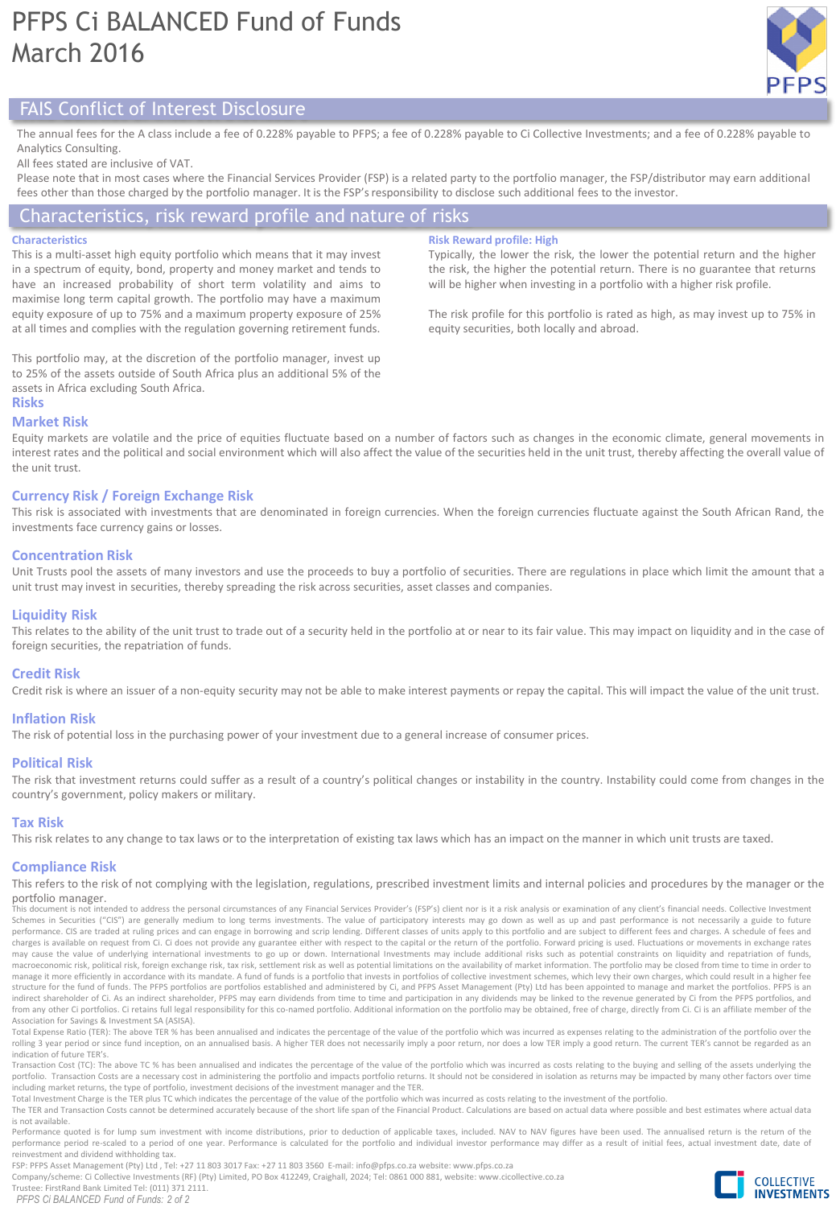# PFPS Ci BALANCED Fund of Funds
March 2016

## FAIS Conflict of Interest Disclosure

The annual fees for the A class include a fee of 0.228% payable to PFPS; a fee of 0.228% payable to Ci Collective Investments; and a fee of 0.228% payable to Analytics Consulting.

All fees stated are inclusive of VAT.

Please note that in most cases where the Financial Services Provider (FSP) is a related party to the portfolio manager, the FSP/distributor may earn additional fees other than those charged by the portfolio manager. It is the FSP's responsibility to disclose such additional fees to the investor.

## Characteristics, risk reward profile and nature of risks

### Characteristics

This is a multi-asset high equity portfolio which means that it may invest in a spectrum of equity, bond, property and money market and tends to have an increased probability of short term volatility and aims to maximise long term capital growth. The portfolio may have a maximum equity exposure of up to 75% and a maximum property exposure of 25% at all times and complies with the regulation governing retirement funds.

This portfolio may, at the discretion of the portfolio manager, invest up to 25% of the assets outside of South Africa plus an additional 5% of the assets in Africa excluding South Africa.

### Risk Reward profile: High

Typically, the lower the risk, the lower the potential return and the higher the risk, the higher the potential return. There is no guarantee that returns will be higher when investing in a portfolio with a higher risk profile.

The risk profile for this portfolio is rated as high, as may invest up to 75% in equity securities, both locally and abroad.

### Risks

#### Market Risk

Equity markets are volatile and the price of equities fluctuate based on a number of factors such as changes in the economic climate, general movements in interest rates and the political and social environment which will also affect the value of the securities held in the unit trust, thereby affecting the overall value of the unit trust.

#### Currency Risk / Foreign Exchange Risk

This risk is associated with investments that are denominated in foreign currencies. When the foreign currencies fluctuate against the South African Rand, the investments face currency gains or losses.

#### Concentration Risk

Unit Trusts pool the assets of many investors and use the proceeds to buy a portfolio of securities. There are regulations in place which limit the amount that a unit trust may invest in securities, thereby spreading the risk across securities, asset classes and companies.

#### Liquidity Risk

This relates to the ability of the unit trust to trade out of a security held in the portfolio at or near to its fair value. This may impact on liquidity and in the case of foreign securities, the repatriation of funds.

#### Credit Risk

Credit risk is where an issuer of a non-equity security may not be able to make interest payments or repay the capital. This will impact the value of the unit trust.

#### Inflation Risk

The risk of potential loss in the purchasing power of your investment due to a general increase of consumer prices.

#### Political Risk

The risk that investment returns could suffer as a result of a country's political changes or instability in the country. Instability could come from changes in the country's government, policy makers or military.

#### Tax Risk

This risk relates to any change to tax laws or to the interpretation of existing tax laws which has an impact on the manner in which unit trusts are taxed.

#### Compliance Risk

This refers to the risk of not complying with the legislation, regulations, prescribed investment limits and internal policies and procedures by the manager or the portfolio manager.

This document is not intended to address the personal circumstances of any Financial Services Provider's (FSP's) client nor is it a risk analysis or examination of any client's financial needs. Collective Investment Schemes in Securities ("CIS") are generally medium to long terms investments. The value of participatory interests may go down as well as up and past performance is not necessarily a guide to future performance. CIS are traded at ruling prices and can engage in borrowing and scrip lending. Different classes of units apply to this portfolio and are subject to different fees and charges. A schedule of fees and charges is available on request from Ci. Ci does not provide any guarantee either with respect to the capital or the return of the portfolio. Forward pricing is used. Fluctuations or movements in exchange rates may cause the value of underlying international investments to go up or down. International Investments may include additional risks such as potential constraints on liquidity and repatriation of funds, macroeconomic risk, political risk, foreign exchange risk, tax risk, settlement risk as well as potential limitations on the availability of market information. The portfolio may be closed from time to time in order to manage it more efficiently in accordance with its mandate. A fund of funds is a portfolio that invests in portfolios of collective investment schemes, which levy their own charges, which could result in a higher fee structure for the fund of funds. The PFPS portfolios are portfolios established and administered by Ci, and PFPS Asset Management (Pty) Ltd has been appointed to manage and market the portfolios. PFPS is an indirect shareholder of Ci. As an indirect shareholder, PFPS may earn dividends from time to time and participation in any dividends may be linked to the revenue generated by Ci from the PFPS portfolios, and from any other Ci portfolios. Ci retains full legal responsibility for this co-named portfolio. Additional information on the portfolio may be obtained, free of charge, directly from Ci. Ci is an affiliate member of the Association for Savings & Investment SA (ASISA).

Total Expense Ratio (TER): The above TER % has been annualised and indicates the percentage of the value of the portfolio which was incurred as expenses relating to the administration of the portfolio over the rolling 3 year period or since fund inception, on an annualised basis. A higher TER does not necessarily imply a poor return, nor does a low TER imply a good return. The current TER's cannot be regarded as an indication of future TER's.

Transaction Cost (TC): The above TC % has been annualised and indicates the percentage of the value of the portfolio which was incurred as costs relating to the buying and selling of the assets underlying the portfolio. Transaction Costs are a necessary cost in administering the portfolio and impacts portfolio returns. It should not be considered in isolation as returns may be impacted by many other factors over time including market returns, the type of portfolio, investment decisions of the investment manager and the TER.

Total Investment Charge is the TER plus TC which indicates the percentage of the value of the portfolio which was incurred as costs relating to the investment of the portfolio.

The TER and Transaction Costs cannot be determined accurately because of the short life span of the Financial Product. Calculations are based on actual data where possible and best estimates where actual data is not available.

Performance quoted is for lump sum investment with income distributions, prior to deduction of applicable taxes, included. NAV to NAV figures have been used. The annualised return is the return of the performance period re-scaled to a period of one year. Performance is calculated for the portfolio and individual investor performance may differ as a result of initial fees, actual investment date, date of reinvestment and dividend withholding tax.

FSP: PFPS Asset Management (Pty) Ltd , Tel: +27 11 803 3017 Fax: +27 11 803 3560 E-mail: info@pfps.co.za website: www.pfps.co.za

Company/scheme: Ci Collective Investments (RF) (Pty) Limited, PO Box 412249, Craighall, 2024; Tel: 0861 000 881, website: www.cicollective.co.za

Trustee: FirstRand Bank Limited Tel: (011) 371 2111.